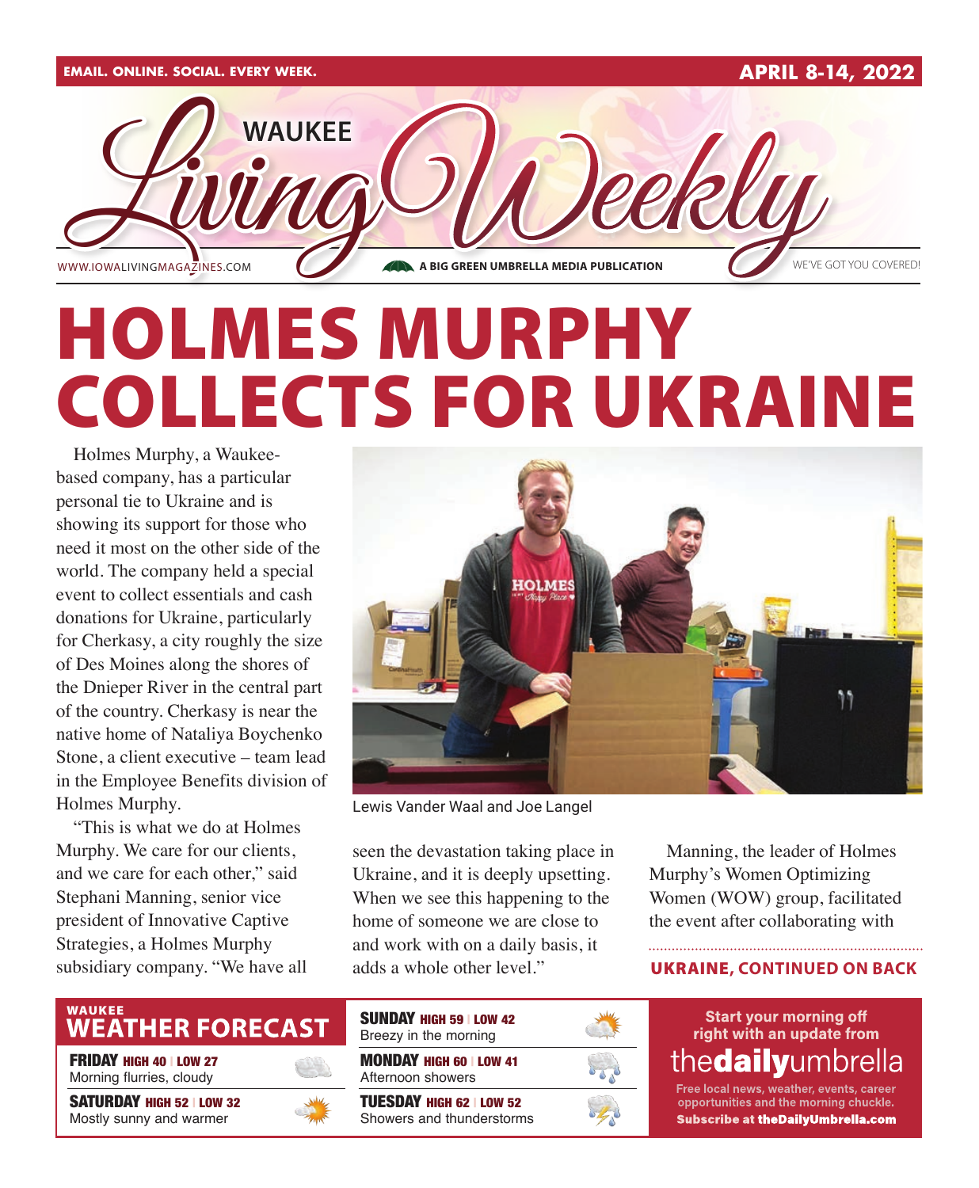EMAIL. ONLINE. SOCIAL. EVERY WEEK. | APRIL 8-14, 2022

# WAUKEE Living Weekly

WWW.IOWALIVINGMAGAZINES.COM | A BIG GREEN UMBRELLA MEDIA PUBLICATION | WE'VE GOT YOU COVERED!

# HOLMES MURPHY COLLECTS FOR UKRAINE

Holmes Murphy, a Waukee-based company, has a particular personal tie to Ukraine and is showing its support for those who need it most on the other side of the world. The company held a special event to collect essentials and cash donations for Ukraine, particularly for Cherkasy, a city roughly the size of Des Moines along the shores of the Dnieper River in the central part of the country. Cherkasy is near the native home of Nataliya Boychenko Stone, a client executive – team lead in the Employee Benefits division of Holmes Murphy.

"This is what we do at Holmes Murphy. We care for our clients, and we care for each other," said Stephani Manning, senior vice president of Innovative Captive Strategies, a Holmes Murphy subsidiary company. "We have all seen the devastation taking place in Ukraine, and it is deeply upsetting. When we see this happening to the home of someone we are close to and work with on a daily basis, it adds a whole other level."

Lewis Vander Waal and Joe Langel

Manning, the leader of Holmes Murphy's Women Optimizing Women (WOW) group, facilitated the event after collaborating with

**UKRAINE, CONTINUED ON BACK**

## WAUKEE WEATHER FORECAST

**FRIDAY** HIGH 40 | LOW 27
Morning flurries, cloudy

**SATURDAY** HIGH 52 | LOW 32
Mostly sunny and warmer

**SUNDAY** HIGH 59 | LOW 42
Breezy in the morning

**MONDAY** HIGH 60 | LOW 41
Afternoon showers

**TUESDAY** HIGH 62 | LOW 52
Showers and thunderstorms

Start your morning off right with an update from **thedailyumbrella**

Free local news, weather, events, career opportunities and the morning chuckle.

**Subscribe at theDailyUmbrella.com**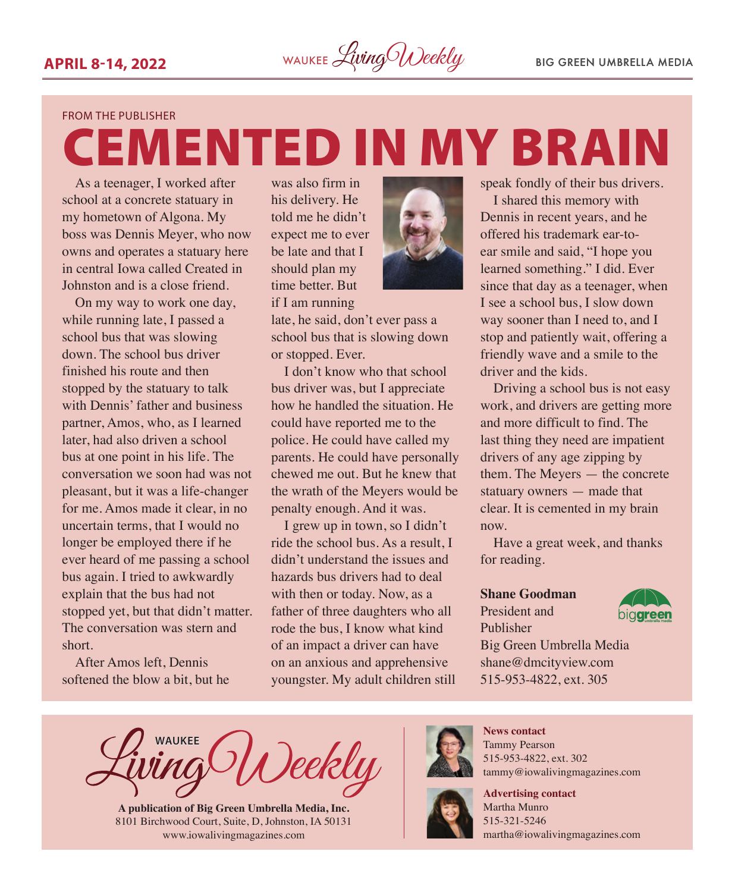FROM THE PUBLISHER

# CEMENTED IN MY BRAIN

As a teenager, I worked after school at a concrete statuary in my hometown of Algona. My boss was Dennis Meyer, who now owns and operates a statuary here in central Iowa called Created in Johnston and is a close friend.

On my way to work one day, while running late, I passed a school bus that was slowing down. The school bus driver finished his route and then stopped by the statuary to talk with Dennis' father and business partner, Amos, who, as I learned later, had also driven a school bus at one point in his life. The conversation we soon had was not pleasant, but it was a life-changer for me. Amos made it clear, in no uncertain terms, that I would no longer be employed there if he ever heard of me passing a school bus again. I tried to awkwardly explain that the bus had not stopped yet, but that didn't matter. The conversation was stern and short.

After Amos left, Dennis softened the blow a bit, but he was also firm in his delivery. He told me he didn't expect me to ever be late and that I should plan my time better. But if I am running late, he said, don't ever pass a school bus that is slowing down or stopped. Ever.

I don't know who that school bus driver was, but I appreciate how he handled the situation. He could have reported me to the police. He could have called my parents. He could have personally chewed me out. But he knew that the wrath of the Meyers would be penalty enough. And it was.

I grew up in town, so I didn't ride the school bus. As a result, I didn't understand the issues and hazards bus drivers had to deal with then or today. Now, as a father of three daughters who all rode the bus, I know what kind of an impact a driver can have on an anxious and apprehensive youngster. My adult children still speak fondly of their bus drivers.

I shared this memory with Dennis in recent years, and he offered his trademark ear-to-ear smile and said, "I hope you learned something." I did. Ever since that day as a teenager, when I see a school bus, I slow down way sooner than I need to, and I stop and patiently wait, offering a friendly wave and a smile to the driver and the kids.

Driving a school bus is not easy work, and drivers are getting more and more difficult to find. The last thing they need are impatient drivers of any age zipping by them. The Meyers — the concrete statuary owners — made that clear. It is cemented in my brain now.

Have a great week, and thanks for reading.

**Shane Goodman**
President and Publisher
Big Green Umbrella Media
shane@dmcityview.com
515-953-4822, ext. 305

WAUKEE Living Weekly

**A publication of Big Green Umbrella Media, Inc.**
8101 Birchwood Court, Suite, D, Johnston, IA 50131
www.iowalivingmagazines.com

**News contact**
Tammy Pearson
515-953-4822, ext. 302
tammy@iowalivingmagazines.com

**Advertising contact**
Martha Munro
515-321-5246
martha@iowalivingmagazines.com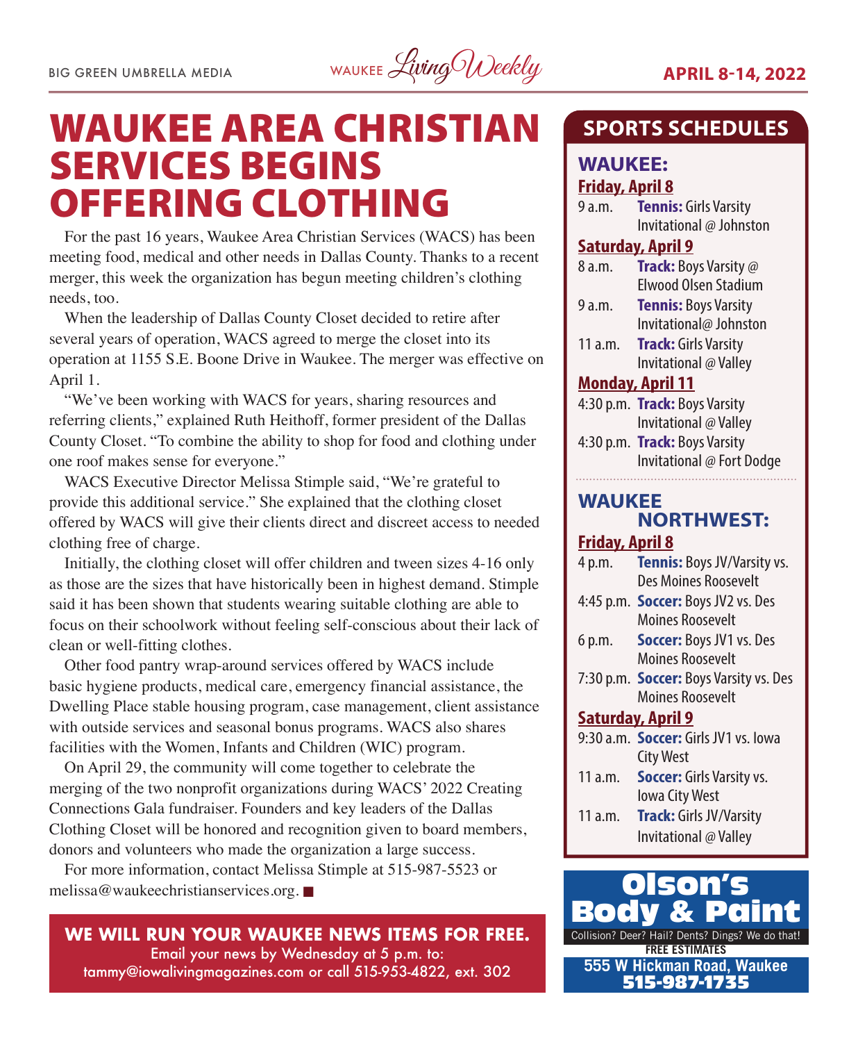# WAUKEE AREA CHRISTIAN SERVICES BEGINS OFFERING CLOTHING

For the past 16 years, Waukee Area Christian Services (WACS) has been meeting food, medical and other needs in Dallas County. Thanks to a recent merger, this week the organization has begun meeting children's clothing needs, too.

When the leadership of Dallas County Closet decided to retire after several years of operation, WACS agreed to merge the closet into its operation at 1155 S.E. Boone Drive in Waukee. The merger was effective on April 1.

"We've been working with WACS for years, sharing resources and referring clients," explained Ruth Heithoff, former president of the Dallas County Closet. "To combine the ability to shop for food and clothing under one roof makes sense for everyone."

WACS Executive Director Melissa Stimple said, "We're grateful to provide this additional service." She explained that the clothing closet offered by WACS will give their clients direct and discreet access to needed clothing free of charge.

Initially, the clothing closet will offer children and tween sizes 4-16 only as those are the sizes that have historically been in highest demand. Stimple said it has been shown that students wearing suitable clothing are able to focus on their schoolwork without feeling self-conscious about their lack of clean or well-fitting clothes.

Other food pantry wrap-around services offered by WACS include basic hygiene products, medical care, emergency financial assistance, the Dwelling Place stable housing program, case management, client assistance with outside services and seasonal bonus programs. WACS also shares facilities with the Women, Infants and Children (WIC) program.

On April 29, the community will come together to celebrate the merging of the two nonprofit organizations during WACS' 2022 Creating Connections Gala fundraiser. Founders and key leaders of the Dallas Clothing Closet will be honored and recognition given to board members, donors and volunteers who made the organization a large success.

For more information, contact Melissa Stimple at 515-987-5523 or melissa@waukeechristianservices.org. ■

**WE WILL RUN YOUR WAUKEE NEWS ITEMS FOR FREE.**
Email your news by Wednesday at 5 p.m. to:
tammy@iowalivingmagazines.com or call 515-953-4822, ext. 302

## SPORTS SCHEDULES

### WAUKEE:

**Friday, April 8**

- 9 a.m. **Tennis:** Girls Varsity Invitational @ Johnston

**Saturday, April 9**

- 8 a.m. **Track:** Boys Varsity @ Elwood Olsen Stadium
- 9 a.m. **Tennis:** Boys Varsity Invitational@ Johnston
- 11 a.m. **Track:** Girls Varsity Invitational @ Valley

**Monday, April 11**

- 4:30 p.m. **Track:** Boys Varsity Invitational @ Valley
- 4:30 p.m. **Track:** Boys Varsity Invitational @ Fort Dodge

### WAUKEE NORTHWEST:

**Friday, April 8**

- 4 p.m. **Tennis:** Boys JV/Varsity vs. Des Moines Roosevelt
- 4:45 p.m. **Soccer:** Boys JV2 vs. Des Moines Roosevelt
- 6 p.m. **Soccer:** Boys JV1 vs. Des Moines Roosevelt
- 7:30 p.m. **Soccer:** Boys Varsity vs. Des Moines Roosevelt

**Saturday, April 9**

- 9:30 a.m. **Soccer:** Girls JV1 vs. Iowa City West
- 11 a.m. **Soccer:** Girls Varsity vs. Iowa City West
- 11 a.m. **Track:** Girls JV/Varsity Invitational @ Valley

**Olson's Body & Paint**
Collision? Deer? Hail? Dents? Dings? We do that!
FREE ESTIMATES
555 W Hickman Road, Waukee
515-987-1735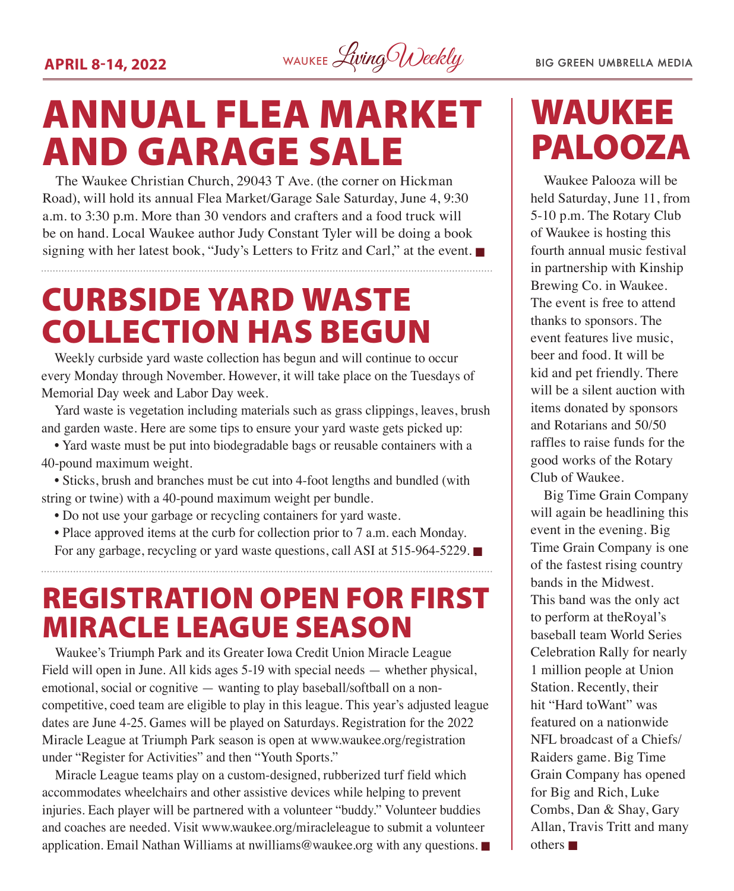# ANNUAL FLEA MARKET AND GARAGE SALE

The Waukee Christian Church, 29043 T Ave. (the corner on Hickman Road), will hold its annual Flea Market/Garage Sale Saturday, June 4, 9:30 a.m. to 3:30 p.m. More than 30 vendors and crafters and a food truck will be on hand. Local Waukee author Judy Constant Tyler will be doing a book signing with her latest book, "Judy's Letters to Fritz and Carl," at the event. ■

# CURBSIDE YARD WASTE COLLECTION HAS BEGUN

Weekly curbside yard waste collection has begun and will continue to occur every Monday through November. However, it will take place on the Tuesdays of Memorial Day week and Labor Day week.

Yard waste is vegetation including materials such as grass clippings, leaves, brush and garden waste. Here are some tips to ensure your yard waste gets picked up:

- Yard waste must be put into biodegradable bags or reusable containers with a 40-pound maximum weight.
- Sticks, brush and branches must be cut into 4-foot lengths and bundled (with string or twine) with a 40-pound maximum weight per bundle.
- Do not use your garbage or recycling containers for yard waste.
- Place approved items at the curb for collection prior to 7 a.m. each Monday.

For any garbage, recycling or yard waste questions, call ASI at 515-964-5229. ■

# REGISTRATION OPEN FOR FIRST MIRACLE LEAGUE SEASON

Waukee's Triumph Park and its Greater Iowa Credit Union Miracle League Field will open in June. All kids ages 5-19 with special needs — whether physical, emotional, social or cognitive — wanting to play baseball/softball on a non-competitive, coed team are eligible to play in this league. This year's adjusted league dates are June 4-25. Games will be played on Saturdays. Registration for the 2022 Miracle League at Triumph Park season is open at www.waukee.org/registration under "Register for Activities" and then "Youth Sports."

Miracle League teams play on a custom-designed, rubberized turf field which accommodates wheelchairs and other assistive devices while helping to prevent injuries. Each player will be partnered with a volunteer "buddy." Volunteer buddies and coaches are needed. Visit www.waukee.org/miracleleague to submit a volunteer application. Email Nathan Williams at nwilliams@waukee.org with any questions. ■

# WAUKEE PALOOZA

Waukee Palooza will be held Saturday, June 11, from 5-10 p.m. The Rotary Club of Waukee is hosting this fourth annual music festival in partnership with Kinship Brewing Co. in Waukee. The event is free to attend thanks to sponsors. The event features live music, beer and food. It will be kid and pet friendly. There will be a silent auction with items donated by sponsors and Rotarians and 50/50 raffles to raise funds for the good works of the Rotary Club of Waukee.

Big Time Grain Company will again be headlining this event in the evening. Big Time Grain Company is one of the fastest rising country bands in the Midwest. This band was the only act to perform at theRoyal's baseball team World Series Celebration Rally for nearly 1 million people at Union Station. Recently, their hit "Hard toWant" was featured on a nationwide NFL broadcast of a Chiefs/Raiders game. Big Time Grain Company has opened for Big and Rich, Luke Combs, Dan & Shay, Gary Allan, Travis Tritt and many others ■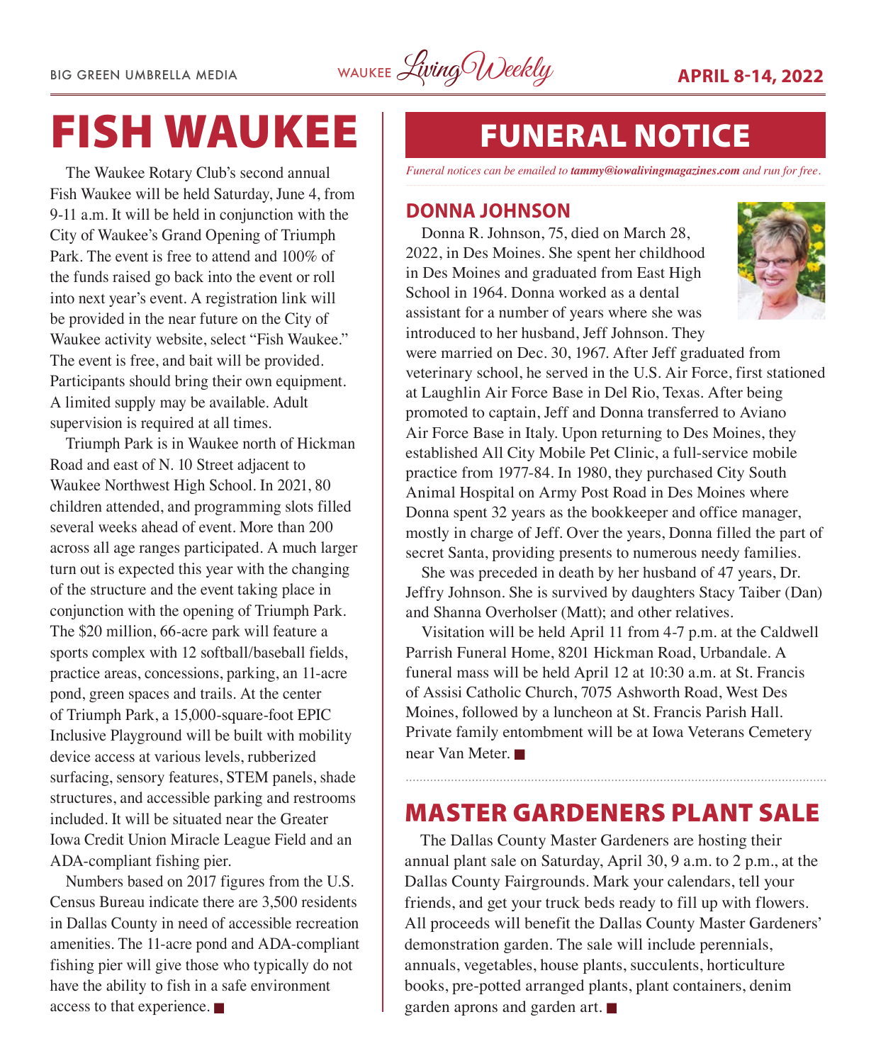# FISH WAUKEE

The Waukee Rotary Club's second annual Fish Waukee will be held Saturday, June 4, from 9-11 a.m. It will be held in conjunction with the City of Waukee's Grand Opening of Triumph Park. The event is free to attend and 100% of the funds raised go back into the event or roll into next year's event. A registration link will be provided in the near future on the City of Waukee activity website, select "Fish Waukee." The event is free, and bait will be provided. Participants should bring their own equipment. A limited supply may be available. Adult supervision is required at all times.

Triumph Park is in Waukee north of Hickman Road and east of N. 10 Street adjacent to Waukee Northwest High School. In 2021, 80 children attended, and programming slots filled several weeks ahead of event. More than 200 across all age ranges participated. A much larger turn out is expected this year with the changing of the structure and the event taking place in conjunction with the opening of Triumph Park. The $20 million, 66-acre park will feature a sports complex with 12 softball/baseball fields, practice areas, concessions, parking, an 11-acre pond, green spaces and trails. At the center of Triumph Park, a 15,000-square-foot EPIC Inclusive Playground will be built with mobility device access at various levels, rubberized surfacing, sensory features, STEM panels, shade structures, and accessible parking and restrooms included. It will be situated near the Greater Iowa Credit Union Miracle League Field and an ADA-compliant fishing pier.

Numbers based on 2017 figures from the U.S. Census Bureau indicate there are 3,500 residents in Dallas County in need of accessible recreation amenities. The 11-acre pond and ADA-compliant fishing pier will give those who typically do not have the ability to fish in a safe environment access to that experience. ■

# FUNERAL NOTICE

*Funeral notices can be emailed to **tammy@iowalivingmagazines.com** and run for free.*

## DONNA JOHNSON

Donna R. Johnson, 75, died on March 28, 2022, in Des Moines. She spent her childhood in Des Moines and graduated from East High School in 1964. Donna worked as a dental assistant for a number of years where she was introduced to her husband, Jeff Johnson. They were married on Dec. 30, 1967. After Jeff graduated from veterinary school, he served in the U.S. Air Force, first stationed at Laughlin Air Force Base in Del Rio, Texas. After being promoted to captain, Jeff and Donna transferred to Aviano Air Force Base in Italy. Upon returning to Des Moines, they established All City Mobile Pet Clinic, a full-service mobile practice from 1977-84. In 1980, they purchased City South Animal Hospital on Army Post Road in Des Moines where Donna spent 32 years as the bookkeeper and office manager, mostly in charge of Jeff. Over the years, Donna filled the part of secret Santa, providing presents to numerous needy families.

She was preceded in death by her husband of 47 years, Dr. Jeffry Johnson. She is survived by daughters Stacy Taiber (Dan) and Shanna Overholser (Matt); and other relatives.

Visitation will be held April 11 from 4-7 p.m. at the Caldwell Parrish Funeral Home, 8201 Hickman Road, Urbandale. A funeral mass will be held April 12 at 10:30 a.m. at St. Francis of Assisi Catholic Church, 7075 Ashworth Road, West Des Moines, followed by a luncheon at St. Francis Parish Hall. Private family entombment will be at Iowa Veterans Cemetery near Van Meter. ■

# MASTER GARDENERS PLANT SALE

The Dallas County Master Gardeners are hosting their annual plant sale on Saturday, April 30, 9 a.m. to 2 p.m., at the Dallas County Fairgrounds. Mark your calendars, tell your friends, and get your truck beds ready to fill up with flowers. All proceeds will benefit the Dallas County Master Gardeners' demonstration garden. The sale will include perennials, annuals, vegetables, house plants, succulents, horticulture books, pre-potted arranged plants, plant containers, denim garden aprons and garden art. ■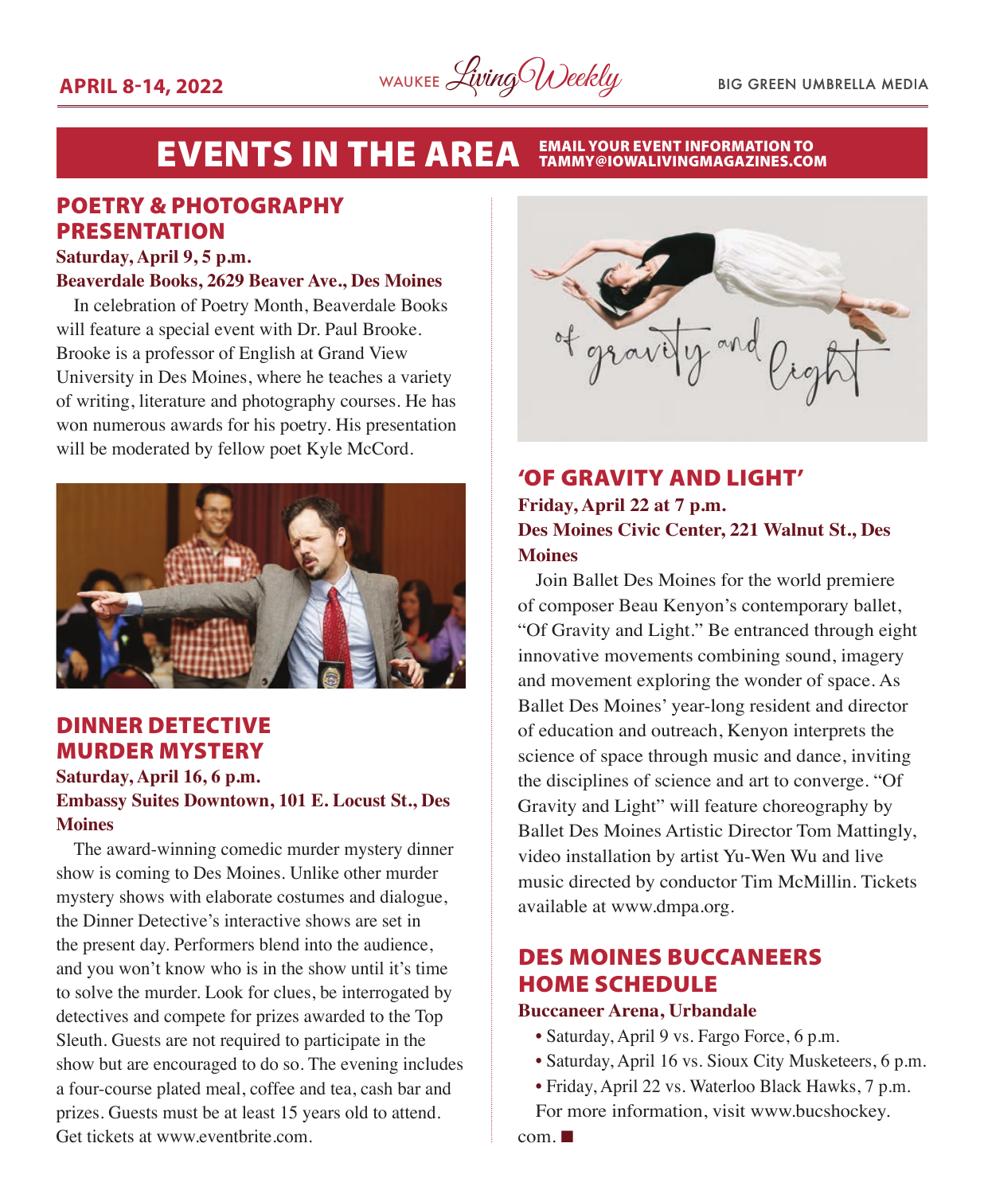# EVENTS IN THE AREA

EMAIL YOUR EVENT INFORMATION TO TAMMY@IOWALIVINGMAGAZINES.COM

## POETRY & PHOTOGRAPHY PRESENTATION

**Saturday, April 9, 5 p.m.**
**Beaverdale Books, 2629 Beaver Ave., Des Moines**

In celebration of Poetry Month, Beaverdale Books will feature a special event with Dr. Paul Brooke. Brooke is a professor of English at Grand View University in Des Moines, where he teaches a variety of writing, literature and photography courses. He has won numerous awards for his poetry. His presentation will be moderated by fellow poet Kyle McCord.

## DINNER DETECTIVE MURDER MYSTERY

**Saturday, April 16, 6 p.m.**
**Embassy Suites Downtown, 101 E. Locust St., Des Moines**

The award-winning comedic murder mystery dinner show is coming to Des Moines. Unlike other murder mystery shows with elaborate costumes and dialogue, the Dinner Detective's interactive shows are set in the present day. Performers blend into the audience, and you won't know who is in the show until it's time to solve the murder. Look for clues, be interrogated by detectives and compete for prizes awarded to the Top Sleuth. Guests are not required to participate in the show but are encouraged to do so. The evening includes a four-course plated meal, coffee and tea, cash bar and prizes. Guests must be at least 15 years old to attend. Get tickets at www.eventbrite.com.

## 'OF GRAVITY AND LIGHT'

**Friday, April 22 at 7 p.m.**
**Des Moines Civic Center, 221 Walnut St., Des Moines**

Join Ballet Des Moines for the world premiere of composer Beau Kenyon's contemporary ballet, "Of Gravity and Light." Be entranced through eight innovative movements combining sound, imagery and movement exploring the wonder of space. As Ballet Des Moines' year-long resident and director of education and outreach, Kenyon interprets the science of space through music and dance, inviting the disciplines of science and art to converge. "Of Gravity and Light" will feature choreography by Ballet Des Moines Artistic Director Tom Mattingly, video installation by artist Yu-Wen Wu and live music directed by conductor Tim McMillin. Tickets available at www.dmpa.org.

## DES MOINES BUCCANEERS HOME SCHEDULE

**Buccaneer Arena, Urbandale**

- Saturday, April 9 vs. Fargo Force, 6 p.m.
- Saturday, April 16 vs. Sioux City Musketeers, 6 p.m.
- Friday, April 22 vs. Waterloo Black Hawks, 7 p.m.

For more information, visit www.bucshockey.com. ■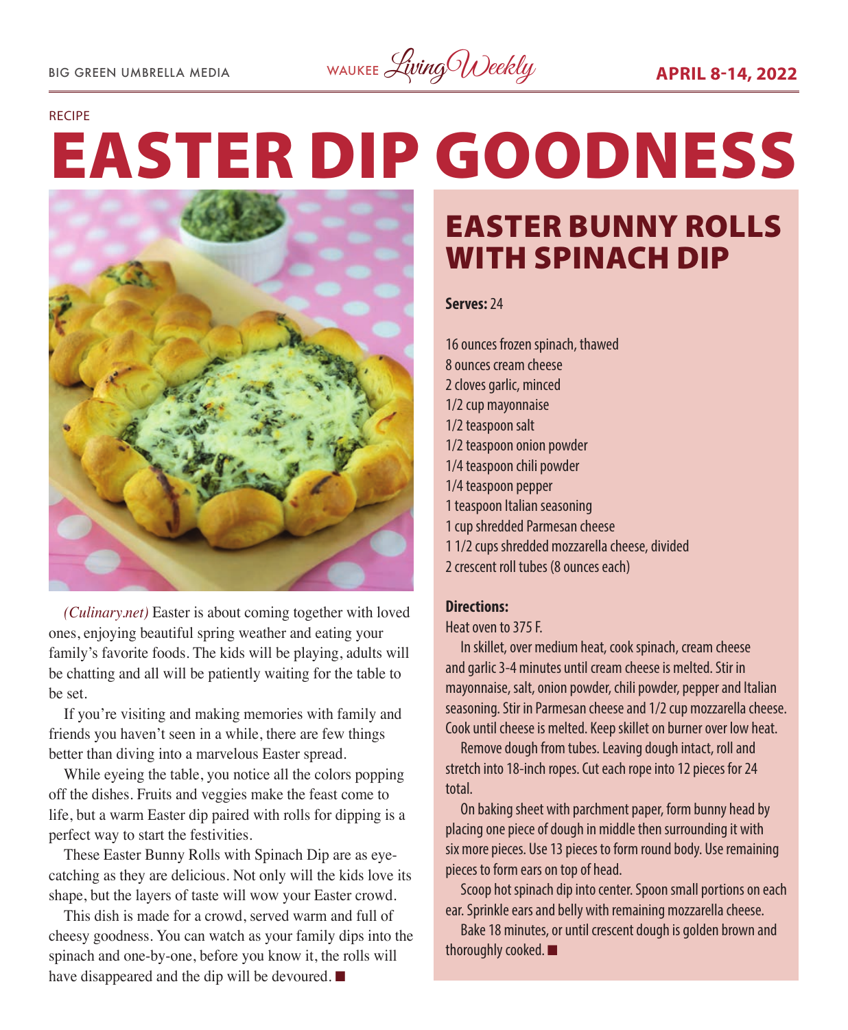RECIPE

# EASTER DIP GOODNESS

*(Culinary.net)* Easter is about coming together with loved ones, enjoying beautiful spring weather and eating your family's favorite foods. The kids will be playing, adults will be chatting and all will be patiently waiting for the table to be set.

If you're visiting and making memories with family and friends you haven't seen in a while, there are few things better than diving into a marvelous Easter spread.

While eyeing the table, you notice all the colors popping off the dishes. Fruits and veggies make the feast come to life, but a warm Easter dip paired with rolls for dipping is a perfect way to start the festivities.

These Easter Bunny Rolls with Spinach Dip are as eye-catching as they are delicious. Not only will the kids love its shape, but the layers of taste will wow your Easter crowd.

This dish is made for a crowd, served warm and full of cheesy goodness. You can watch as your family dips into the spinach and one-by-one, before you know it, the rolls will have disappeared and the dip will be devoured. ■

## EASTER BUNNY ROLLS WITH SPINACH DIP

**Serves:** 24

16 ounces frozen spinach, thawed
8 ounces cream cheese
2 cloves garlic, minced
1/2 cup mayonnaise
1/2 teaspoon salt
1/2 teaspoon onion powder
1/4 teaspoon chili powder
1/4 teaspoon pepper
1 teaspoon Italian seasoning
1 cup shredded Parmesan cheese
1 1/2 cups shredded mozzarella cheese, divided
2 crescent roll tubes (8 ounces each)

**Directions:**

Heat oven to 375 F.

In skillet, over medium heat, cook spinach, cream cheese and garlic 3-4 minutes until cream cheese is melted. Stir in mayonnaise, salt, onion powder, chili powder, pepper and Italian seasoning. Stir in Parmesan cheese and 1/2 cup mozzarella cheese. Cook until cheese is melted. Keep skillet on burner over low heat.

Remove dough from tubes. Leaving dough intact, roll and stretch into 18-inch ropes. Cut each rope into 12 pieces for 24 total.

On baking sheet with parchment paper, form bunny head by placing one piece of dough in middle then surrounding it with six more pieces. Use 13 pieces to form round body. Use remaining pieces to form ears on top of head.

Scoop hot spinach dip into center. Spoon small portions on each ear. Sprinkle ears and belly with remaining mozzarella cheese.

Bake 18 minutes, or until crescent dough is golden brown and thoroughly cooked. ■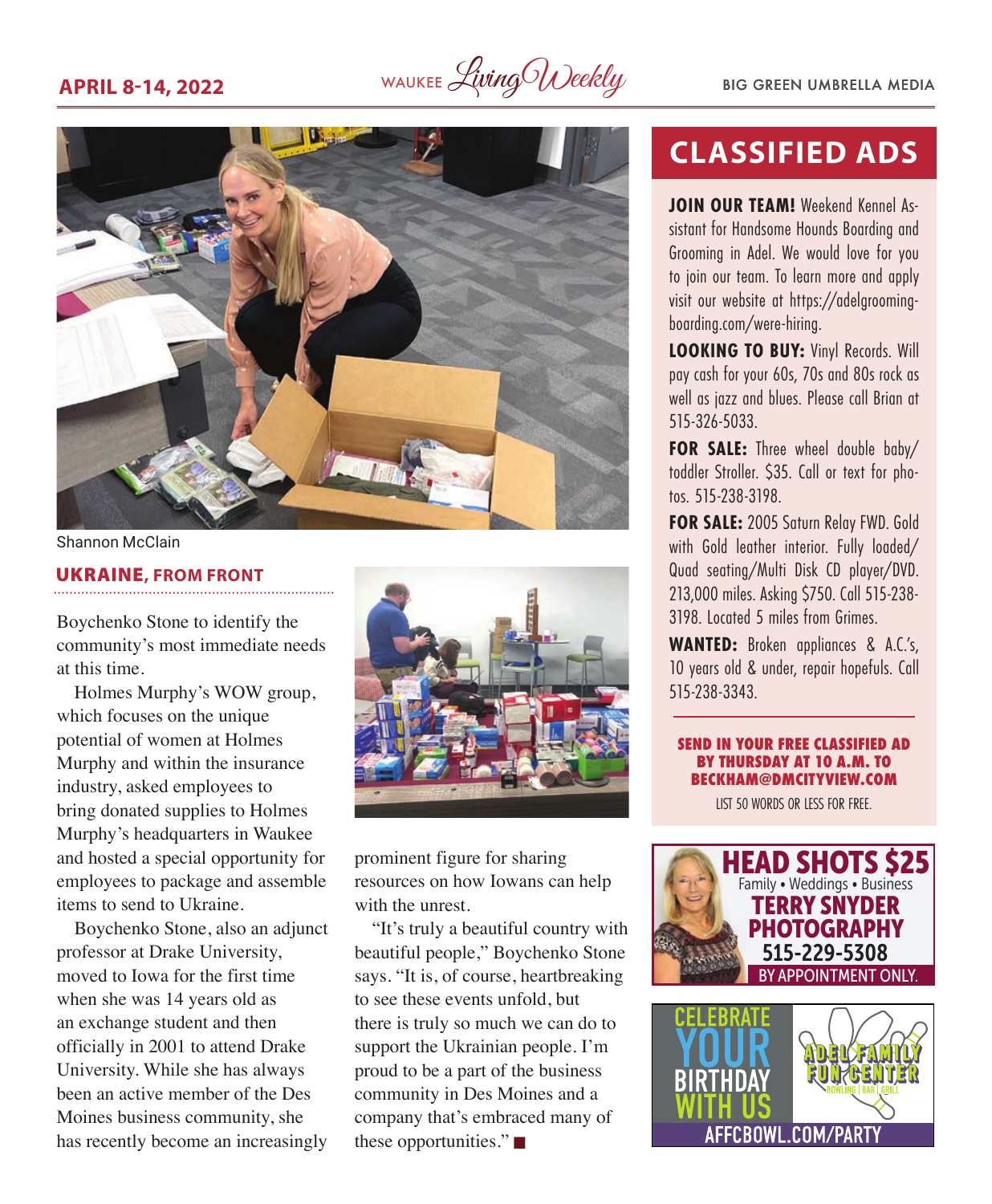Shannon McClain

## UKRAINE, FROM FRONT

Boychenko Stone to identify the community's most immediate needs at this time.

Holmes Murphy's WOW group, which focuses on the unique potential of women at Holmes Murphy and within the insurance industry, asked employees to bring donated supplies to Holmes Murphy's headquarters in Waukee and hosted a special opportunity for employees to package and assemble items to send to Ukraine.

Boychenko Stone, also an adjunct professor at Drake University, moved to Iowa for the first time when she was 14 years old as an exchange student and then officially in 2001 to attend Drake University. While she has always been an active member of the Des Moines business community, she has recently become an increasingly prominent figure for sharing resources on how Iowans can help with the unrest.

"It's truly a beautiful country with beautiful people," Boychenko Stone says. "It is, of course, heartbreaking to see these events unfold, but there is truly so much we can do to support the Ukrainian people. I'm proud to be a part of the business community in Des Moines and a company that's embraced many of these opportunities." ■

## CLASSIFIED ADS

**JOIN OUR TEAM!** Weekend Kennel Assistant for Handsome Hounds Boarding and Grooming in Adel. We would love for you to join our team. To learn more and apply visit our website at https://adelgrooming-boarding.com/were-hiring.

**LOOKING TO BUY:** Vinyl Records. Will pay cash for your 60s, 70s and 80s rock as well as jazz and blues. Please call Brian at 515-326-5033.

**FOR SALE:** Three wheel double baby/toddler Stroller. $35. Call or text for photos. 515-238-3198.

**FOR SALE:** 2005 Saturn Relay FWD. Gold with Gold leather interior. Fully loaded/Quad seating/Multi Disk CD player/DVD. 213,000 miles. Asking $750. Call 515-238-3198. Located 5 miles from Grimes.

**WANTED:** Broken appliances & A.C.'s, 10 years old & under, repair hopefuls. Call 515-238-3343.

**SEND IN YOUR FREE CLASSIFIED AD BY THURSDAY AT 10 A.M. TO BECKHAM@DMCITYVIEW.COM**

LIST 50 WORDS OR LESS FOR FREE.

**HEAD SHOTS $25**
Family • Weddings • Business
**TERRY SNYDER PHOTOGRAPHY**
515-229-5308
BY APPOINTMENT ONLY.

CELEBRATE YOUR BIRTHDAY WITH US
ADEL FAMILY FUN CENTER
BOWLING | BAR | GRILL
AFFCBOWL.COM/PARTY